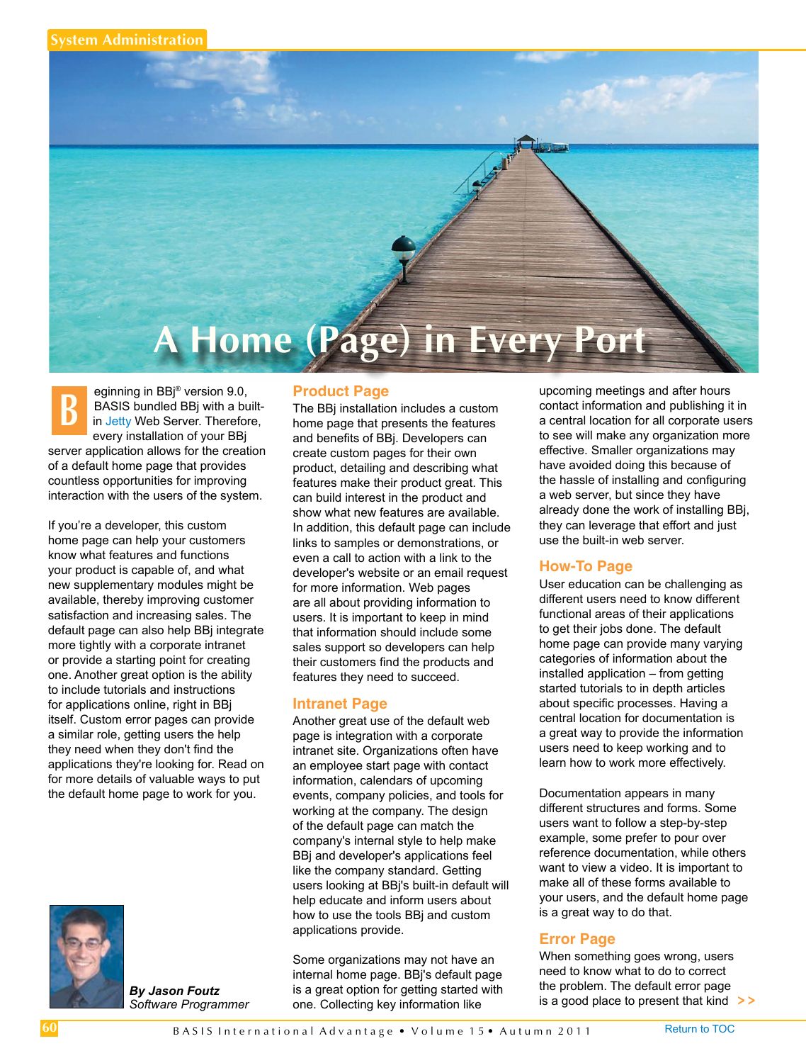System Administration

# A Home (Page) in Every Port

Beginning in BBj® version 9.0, BASIS bundled BBj with a built-in Jetty Web Server. Therefore, every installation of your BBj server application allows for the creation of a default home page that provides countless opportunities for improving interaction with the users of the system.

If you're a developer, this custom home page can help your customers know what features and functions your product is capable of, and what new supplementary modules might be available, thereby improving customer satisfaction and increasing sales. The default page can also help BBj integrate more tightly with a corporate intranet or provide a starting point for creating one. Another great option is the ability to include tutorials and instructions for applications online, right in BBj itself. Custom error pages can provide a similar role, getting users the help they need when they don't find the applications they're looking for. Read on for more details of valuable ways to put the default home page to work for you.

***By Jason Foutz***
*Software Programmer*

## Product Page

The BBj installation includes a custom home page that presents the features and benefits of BBj. Developers can create custom pages for their own product, detailing and describing what features make their product great. This can build interest in the product and show what new features are available. In addition, this default page can include links to samples or demonstrations, or even a call to action with a link to the developer's website or an email request for more information. Web pages are all about providing information to users. It is important to keep in mind that information should include some sales support so developers can help their customers find the products and features they need to succeed.

## Intranet Page

Another great use of the default web page is integration with a corporate intranet site. Organizations often have an employee start page with contact information, calendars of upcoming events, company policies, and tools for working at the company. The design of the default page can match the company's internal style to help make BBj and developer's applications feel like the company standard. Getting users looking at BBj's built-in default will help educate and inform users about how to use the tools BBj and custom applications provide.

Some organizations may not have an internal home page. BBj's default page is a great option for getting started with one. Collecting key information like upcoming meetings and after hours contact information and publishing it in a central location for all corporate users to see will make any organization more effective. Smaller organizations may have avoided doing this because of the hassle of installing and configuring a web server, but since they have already done the work of installing BBj, they can leverage that effort and just use the built-in web server.

## How-To Page

User education can be challenging as different users need to know different functional areas of their applications to get their jobs done. The default home page can provide many varying categories of information about the installed application – from getting started tutorials to in depth articles about specific processes. Having a central location for documentation is a great way to provide the information users need to keep working and to learn how to work more effectively.

Documentation appears in many different structures and forms. Some users want to follow a step-by-step example, some prefer to pour over reference documentation, while others want to view a video. It is important to make all of these forms available to your users, and the default home page is a great way to do that.

## Error Page

When something goes wrong, users need to know what to do to correct the problem. The default error page is a good place to present that kind >>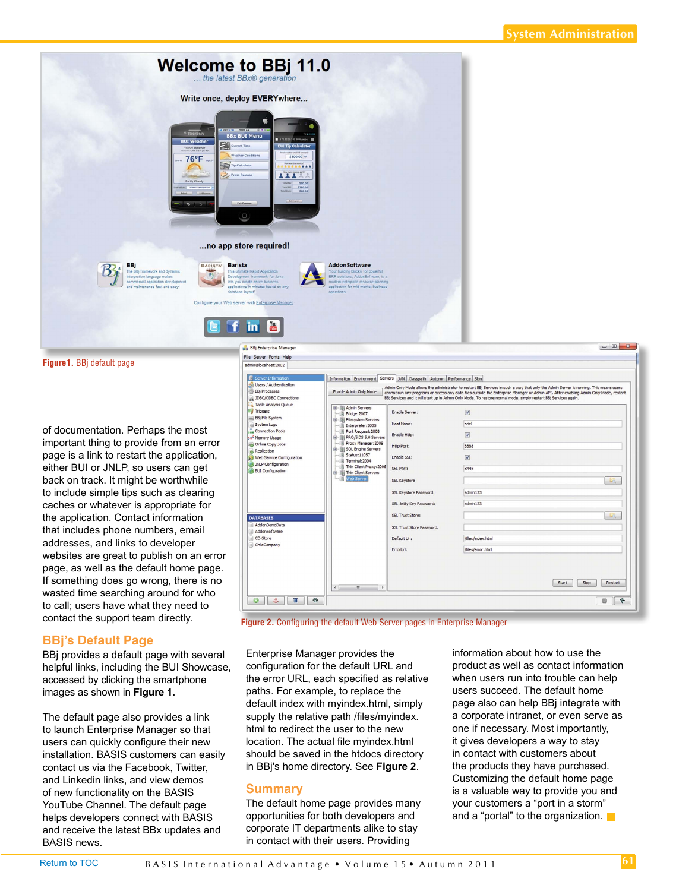Figure1. BBj default page

Figure 2. Configuring the default Web Server pages in Enterprise Manager

of documentation. Perhaps the most important thing to provide from an error page is a link to restart the application, either BUI or JNLP, so users can get back on track. It might be worthwhile to include simple tips such as clearing caches or whatever is appropriate for the application. Contact information that includes phone numbers, email addresses, and links to developer websites are great to publish on an error page, as well as the default home page. If something does go wrong, there is no wasted time searching around for who to call; users have what they need to contact the support team directly.

## BBj's Default Page

BBj provides a default page with several helpful links, including the BUI Showcase, accessed by clicking the smartphone images as shown in **Figure 1.**

The default page also provides a link to launch Enterprise Manager so that users can quickly configure their new installation. BASIS customers can easily contact us via the Facebook, Twitter, and Linkedin links, and view demos of new functionality on the BASIS YouTube Channel. The default page helps developers connect with BASIS and receive the latest BBx updates and BASIS news.

Enterprise Manager provides the configuration for the default URL and the error URL, each specified as relative paths. For example, to replace the default index with myindex.html, simply supply the relative path /files/myindex.html to redirect the user to the new location. The actual file myindex.html should be saved in the htdocs directory in BBj's home directory. See **Figure 2**.

## Summary

The default home page provides many opportunities for both developers and corporate IT departments alike to stay in contact with their users. Providing information about how to use the product as well as contact information when users run into trouble can help users succeed. The default home page also can help BBj integrate with a corporate intranet, or even serve as one if necessary. Most importantly, it gives developers a way to stay in contact with customers about the products they have purchased. Customizing the default home page is a valuable way to provide you and your customers a "port in a storm" and a "portal" to the organization.

Return to TOC